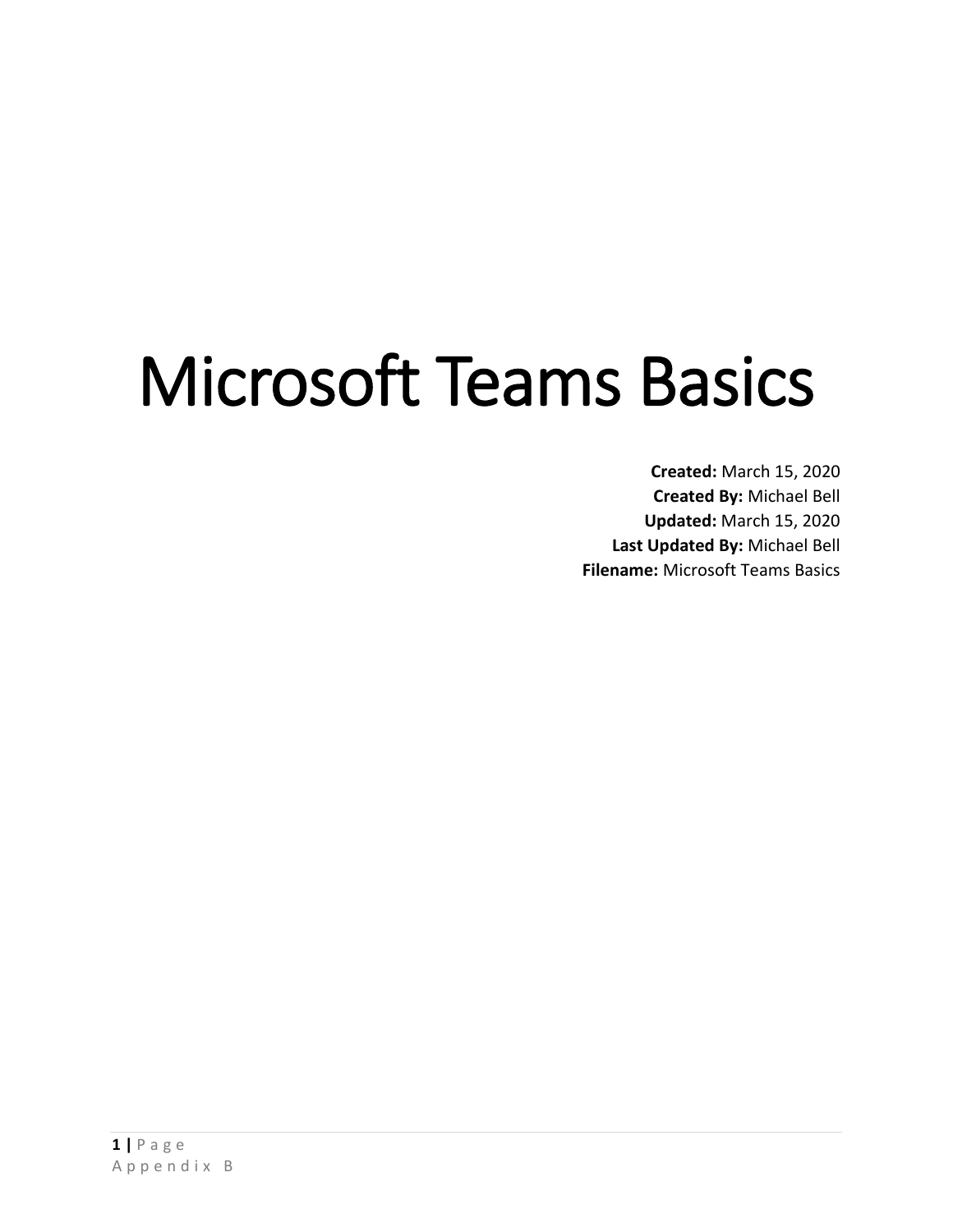# Microsoft Teams Basics

**Created:** March 15, 2020
**Created By:** Michael Bell
**Updated:** March 15, 2020
**Last Updated By:** Michael Bell
**Filename:** Microsoft Teams Basics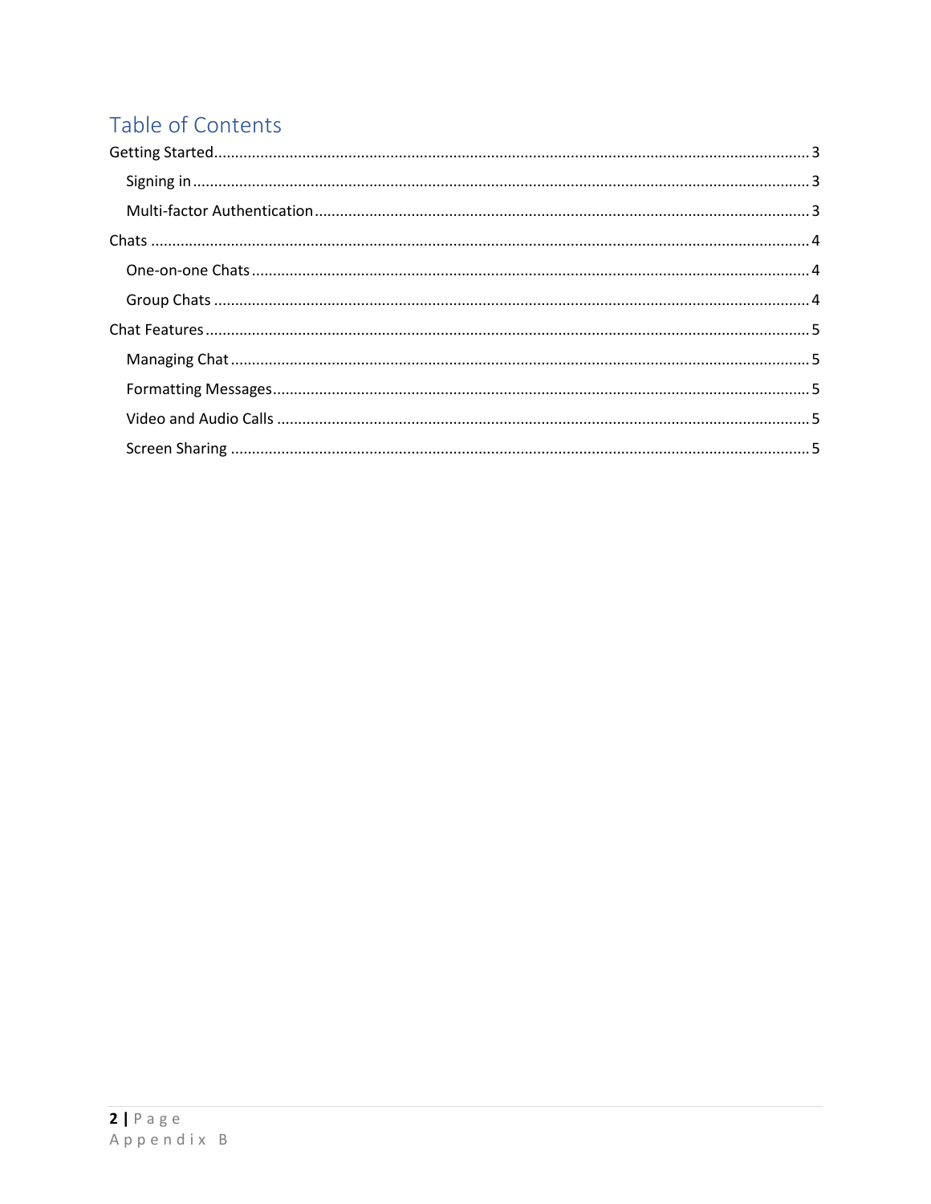# Table of Contents

- Getting Started ........ 3
  - Signing in ........ 3
  - Multi-factor Authentication ........ 3
- Chats ........ 4
  - One-on-one Chats ........ 4
  - Group Chats ........ 4
- Chat Features ........ 5
  - Managing Chat ........ 5
  - Formatting Messages ........ 5
  - Video and Audio Calls ........ 5
  - Screen Sharing ........ 5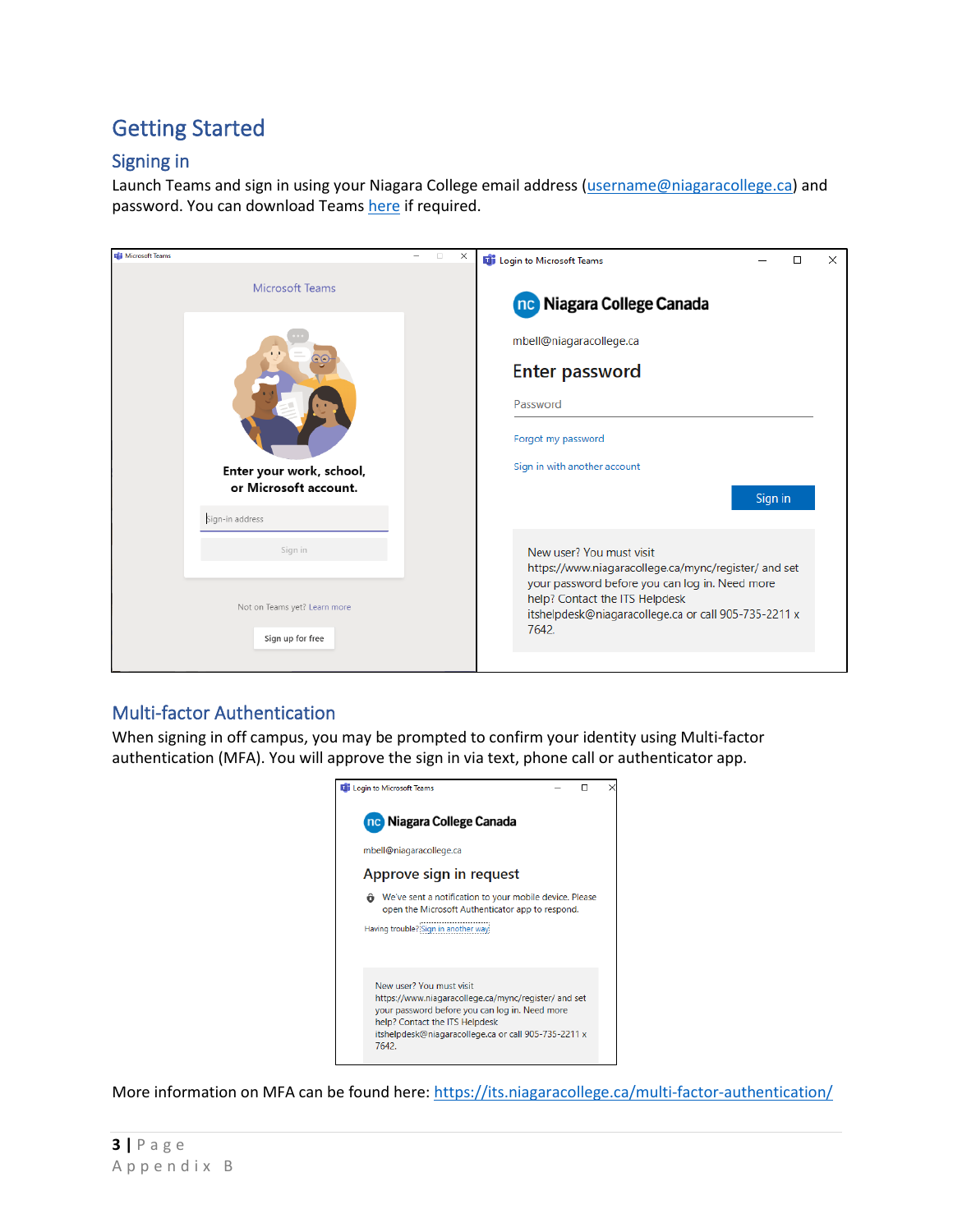# Getting Started

## Signing in

Launch Teams and sign in using your Niagara College email address (username@niagaracollege.ca) and password. You can download Teams here if required.

## Multi-factor Authentication

When signing in off campus, you may be prompted to confirm your identity using Multi-factor authentication (MFA). You will approve the sign in via text, phone call or authenticator app.

More information on MFA can be found here: https://its.niagaracollege.ca/multi-factor-authentication/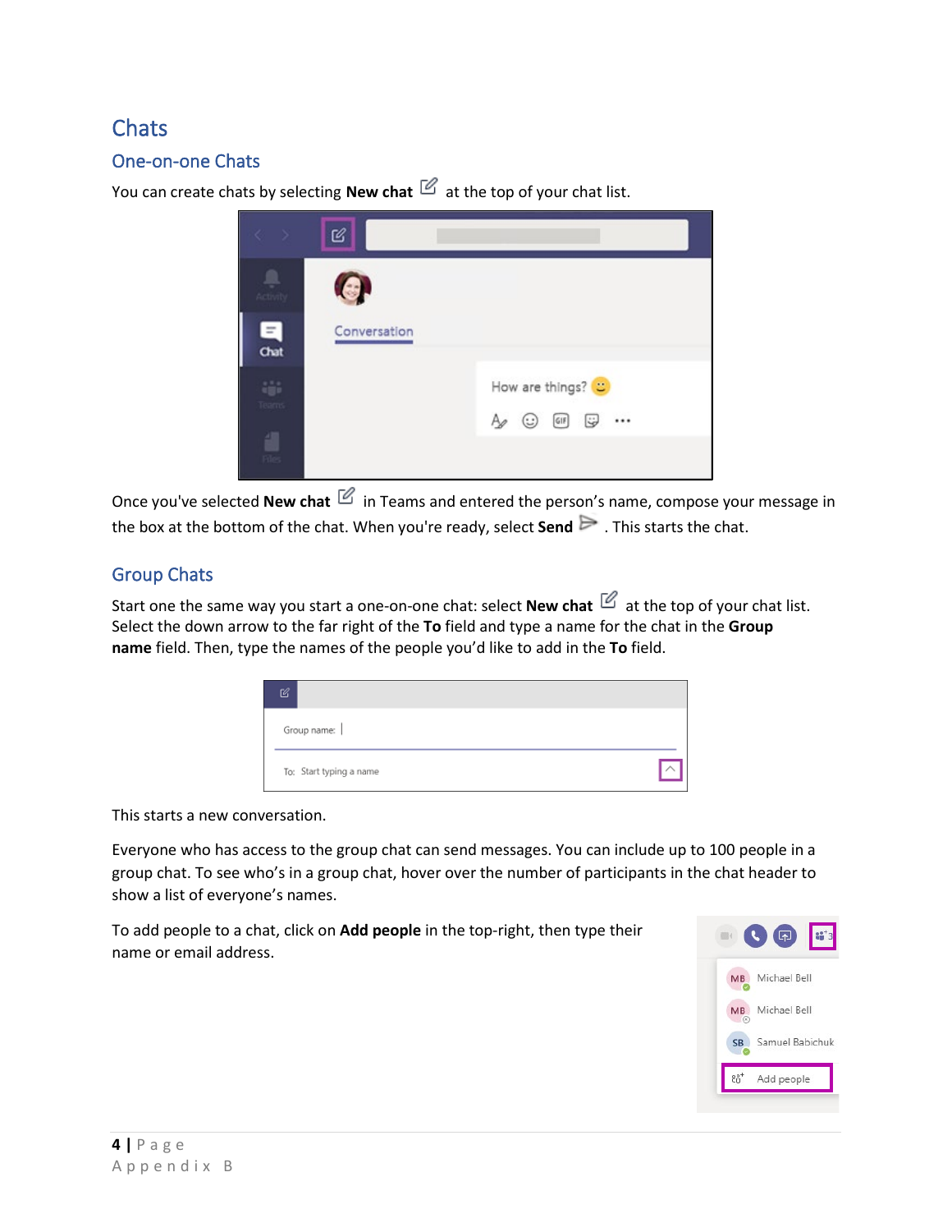# Chats

## One-on-one Chats

You can create chats by selecting **New chat** at the top of your chat list.

Once you've selected **New chat** in Teams and entered the person's name, compose your message in the box at the bottom of the chat. When you're ready, select **Send** . This starts the chat.

## Group Chats

Start one the same way you start a one-on-one chat: select **New chat** at the top of your chat list. Select the down arrow to the far right of the **To** field and type a name for the chat in the **Group name** field. Then, type the names of the people you'd like to add in the **To** field.

This starts a new conversation.

Everyone who has access to the group chat can send messages. You can include up to 100 people in a group chat. To see who's in a group chat, hover over the number of participants in the chat header to show a list of everyone's names.

To add people to a chat, click on **Add people** in the top-right, then type their name or email address.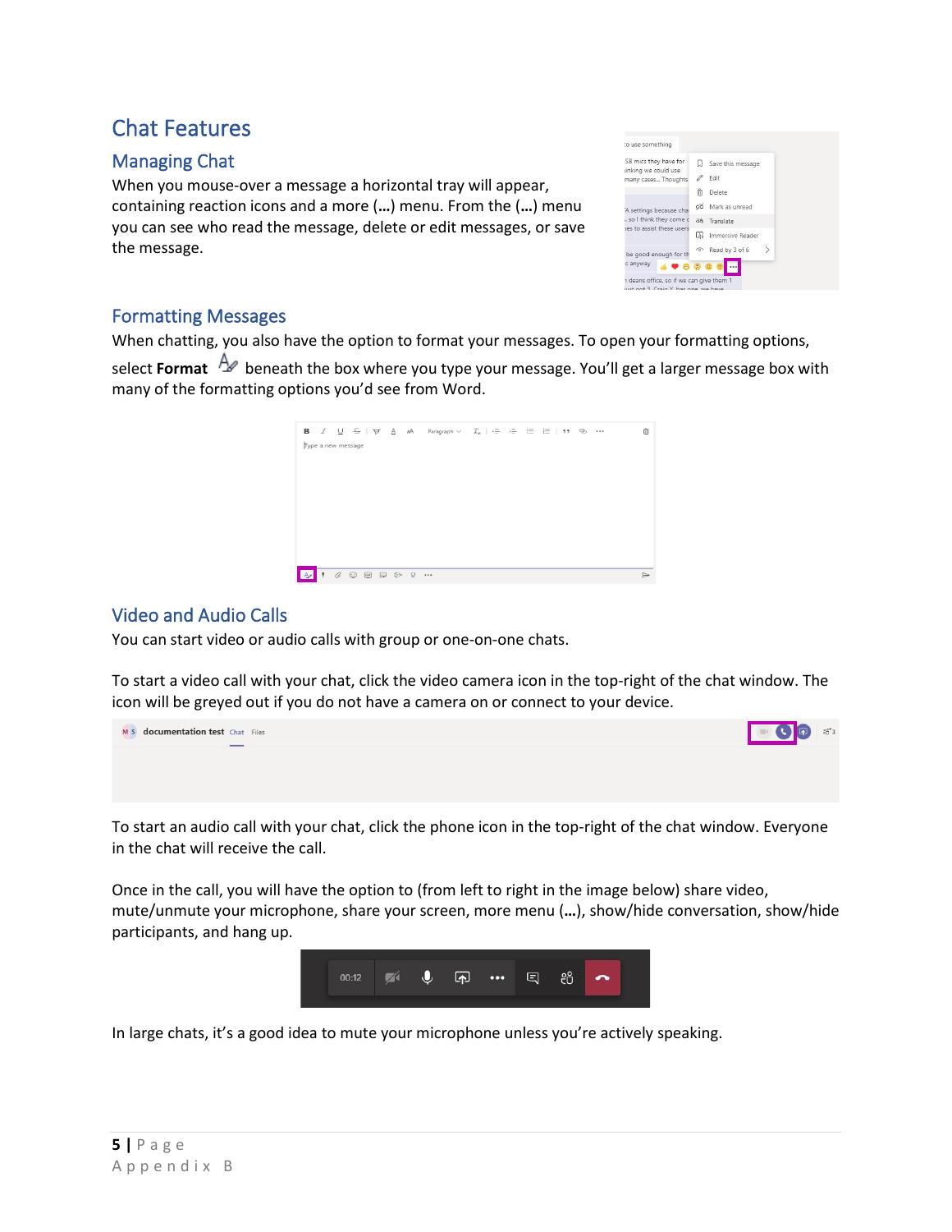# Chat Features

## Managing Chat

When you mouse-over a message a horizontal tray will appear, containing reaction icons and a more (…) menu. From the (…) menu you can see who read the message, delete or edit messages, or save the message.

## Formatting Messages

When chatting, you also have the option to format your messages. To open your formatting options, select **Format** beneath the box where you type your message. You'll get a larger message box with many of the formatting options you'd see from Word.

## Video and Audio Calls

You can start video or audio calls with group or one-on-one chats.

To start a video call with your chat, click the video camera icon in the top-right of the chat window. The icon will be greyed out if you do not have a camera on or connect to your device.

To start an audio call with your chat, click the phone icon in the top-right of the chat window. Everyone in the chat will receive the call.

Once in the call, you will have the option to (from left to right in the image below) share video, mute/unmute your microphone, share your screen, more menu (…), show/hide conversation, show/hide participants, and hang up.

In large chats, it's a good idea to mute your microphone unless you're actively speaking.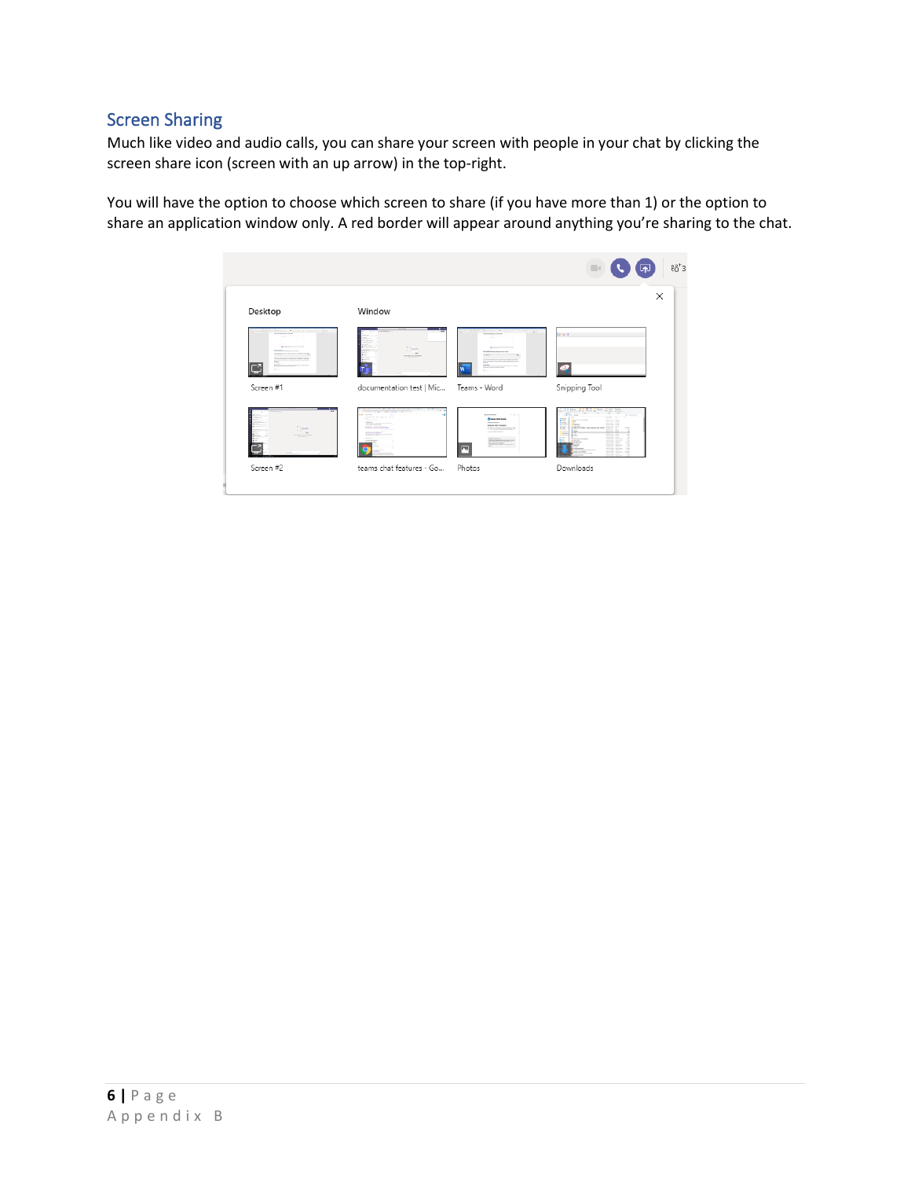## Screen Sharing

Much like video and audio calls, you can share your screen with people in your chat by clicking the screen share icon (screen with an up arrow) in the top-right.

You will have the option to choose which screen to share (if you have more than 1) or the option to share an application window only. A red border will appear around anything you're sharing to the chat.